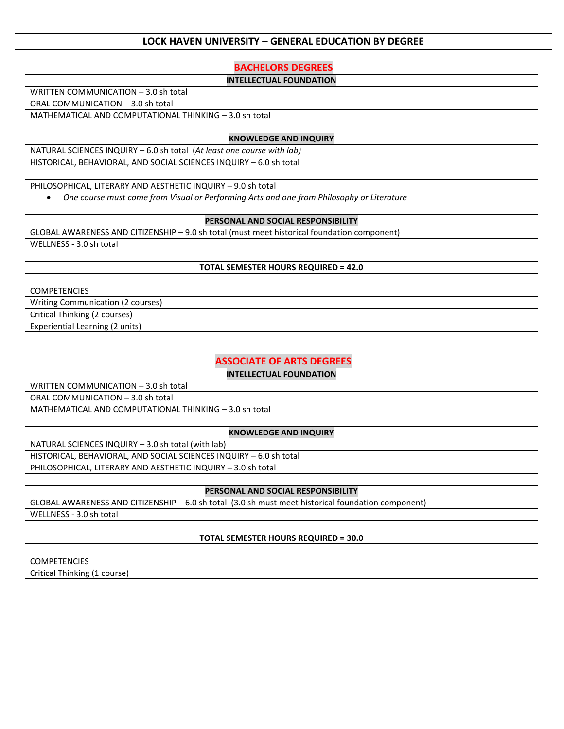# LOCK HAVEN UNIVERSITY – GENERAL EDUCATION BY DEGREE

## BACHELORS DEGREES

**INTELLECTUAL FOUNDATION**

- WRITTEN COMMUNICATION – 3.0 sh total
- ORAL COMMUNICATION – 3.0 sh total
- MATHEMATICAL AND COMPUTATIONAL THINKING – 3.0 sh total

**KNOWLEDGE AND INQUIRY**

- NATURAL SCIENCES INQUIRY – 6.0 sh total (*At least one course with lab)*
- HISTORICAL, BEHAVIORAL, AND SOCIAL SCIENCES INQUIRY – 6.0 sh total

PHILOSOPHICAL, LITERARY AND AESTHETIC INQUIRY – 9.0 sh total

- *One course must come from Visual or Performing Arts and one from Philosophy or Literature*

**PERSONAL AND SOCIAL RESPONSIBILITY**

- GLOBAL AWARENESS AND CITIZENSHIP – 9.0 sh total (must meet historical foundation component)
- WELLNESS - 3.0 sh total

**TOTAL SEMESTER HOURS REQUIRED = 42.0**

COMPETENCIES

- Writing Communication (2 courses)
- Critical Thinking (2 courses)
- Experiential Learning (2 units)

## ASSOCIATE OF ARTS DEGREES

**INTELLECTUAL FOUNDATION**

- WRITTEN COMMUNICATION – 3.0 sh total
- ORAL COMMUNICATION – 3.0 sh total
- MATHEMATICAL AND COMPUTATIONAL THINKING – 3.0 sh total

**KNOWLEDGE AND INQUIRY**

- NATURAL SCIENCES INQUIRY – 3.0 sh total (with lab)
- HISTORICAL, BEHAVIORAL, AND SOCIAL SCIENCES INQUIRY – 6.0 sh total
- PHILOSOPHICAL, LITERARY AND AESTHETIC INQUIRY – 3.0 sh total

**PERSONAL AND SOCIAL RESPONSIBILITY**

- GLOBAL AWARENESS AND CITIZENSHIP – 6.0 sh total (3.0 sh must meet historical foundation component)
- WELLNESS - 3.0 sh total

**TOTAL SEMESTER HOURS REQUIRED = 30.0**

COMPETENCIES

- Critical Thinking (1 course)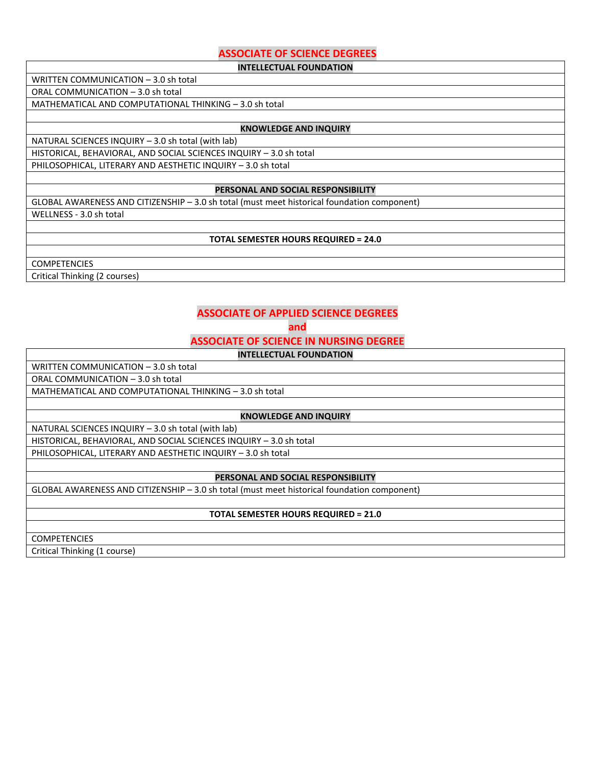## ASSOCIATE OF SCIENCE DEGREES

| INTELLECTUAL FOUNDATION |
|---|
| WRITTEN COMMUNICATION – 3.0 sh total |
| ORAL COMMUNICATION – 3.0 sh total |
| MATHEMATICAL AND COMPUTATIONAL THINKING – 3.0 sh total |
| |
| **KNOWLEDGE AND INQUIRY** |
| NATURAL SCIENCES INQUIRY – 3.0 sh total (with lab) |
| HISTORICAL, BEHAVIORAL, AND SOCIAL SCIENCES INQUIRY – 3.0 sh total |
| PHILOSOPHICAL, LITERARY AND AESTHETIC INQUIRY – 3.0 sh total |
| |
| **PERSONAL AND SOCIAL RESPONSIBILITY** |
| GLOBAL AWARENESS AND CITIZENSHIP – 3.0 sh total (must meet historical foundation component) |
| WELLNESS - 3.0 sh total |
| |
| **TOTAL SEMESTER HOURS REQUIRED = 24.0** |
| |
| COMPETENCIES |
| Critical Thinking (2 courses) |

## ASSOCIATE OF APPLIED SCIENCE DEGREES and ASSOCIATE OF SCIENCE IN NURSING DEGREE

| INTELLECTUAL FOUNDATION |
|---|
| WRITTEN COMMUNICATION – 3.0 sh total |
| ORAL COMMUNICATION – 3.0 sh total |
| MATHEMATICAL AND COMPUTATIONAL THINKING – 3.0 sh total |
| |
| **KNOWLEDGE AND INQUIRY** |
| NATURAL SCIENCES INQUIRY – 3.0 sh total (with lab) |
| HISTORICAL, BEHAVIORAL, AND SOCIAL SCIENCES INQUIRY – 3.0 sh total |
| PHILOSOPHICAL, LITERARY AND AESTHETIC INQUIRY – 3.0 sh total |
| |
| **PERSONAL AND SOCIAL RESPONSIBILITY** |
| GLOBAL AWARENESS AND CITIZENSHIP – 3.0 sh total (must meet historical foundation component) |
| |
| **TOTAL SEMESTER HOURS REQUIRED = 21.0** |
| |
| COMPETENCIES |
| Critical Thinking (1 course) |